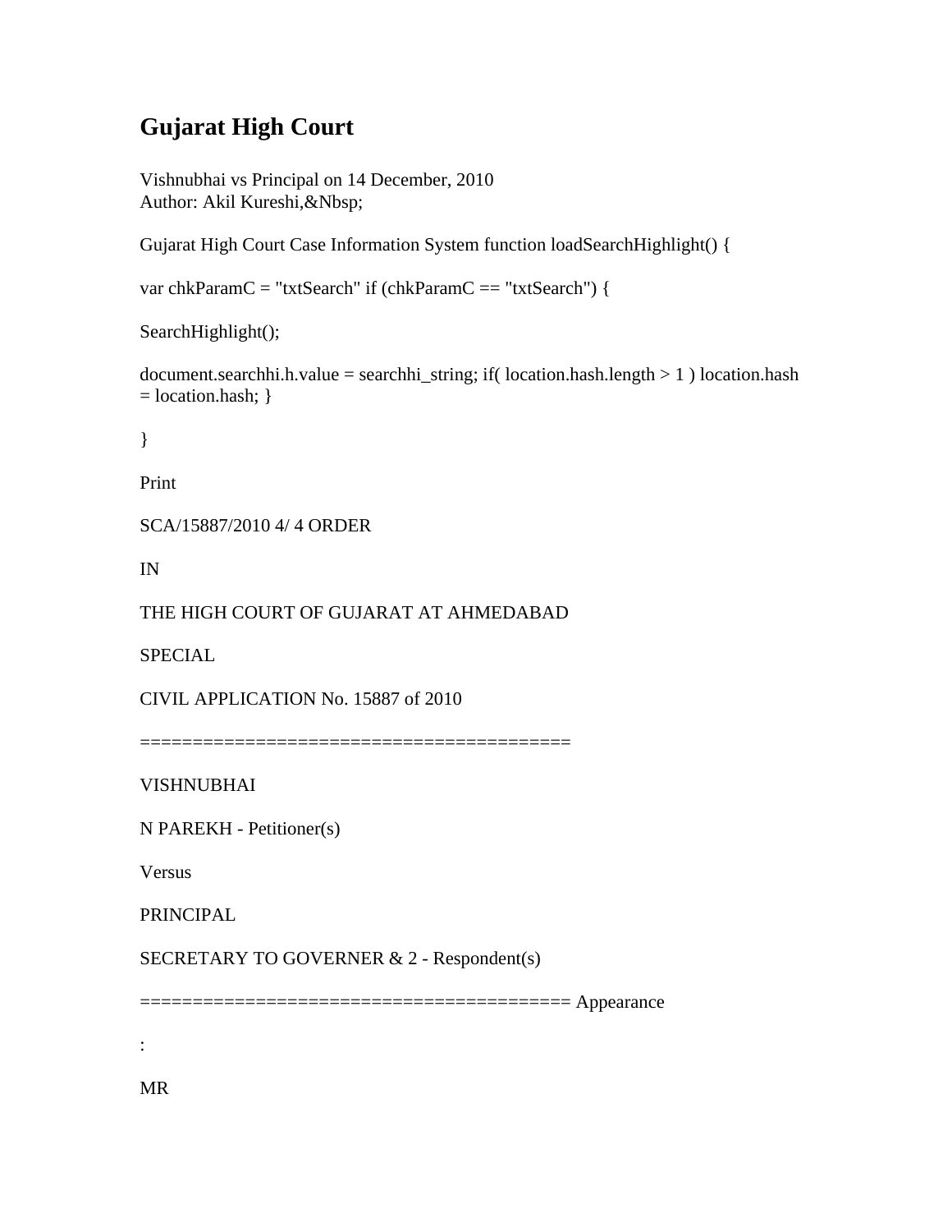# Gujarat High Court

Vishnubhai vs Principal on 14 December, 2010
Author: Akil Kureshi,&Nbsp;

Gujarat High Court Case Information System function loadSearchHighlight() {

var chkParamC = "txtSearch" if (chkParamC == "txtSearch") {

SearchHighlight();

document.searchhi.h.value = searchhi_string; if( location.hash.length > 1 ) location.hash = location.hash; }

}

Print

SCA/15887/2010 4/ 4 ORDER

IN

THE HIGH COURT OF GUJARAT AT AHMEDABAD

SPECIAL

CIVIL APPLICATION No. 15887 of 2010

=========================================

VISHNUBHAI

N PAREKH - Petitioner(s)

Versus

PRINCIPAL

SECRETARY TO GOVERNER & 2 - Respondent(s)

========================================= Appearance

:

MR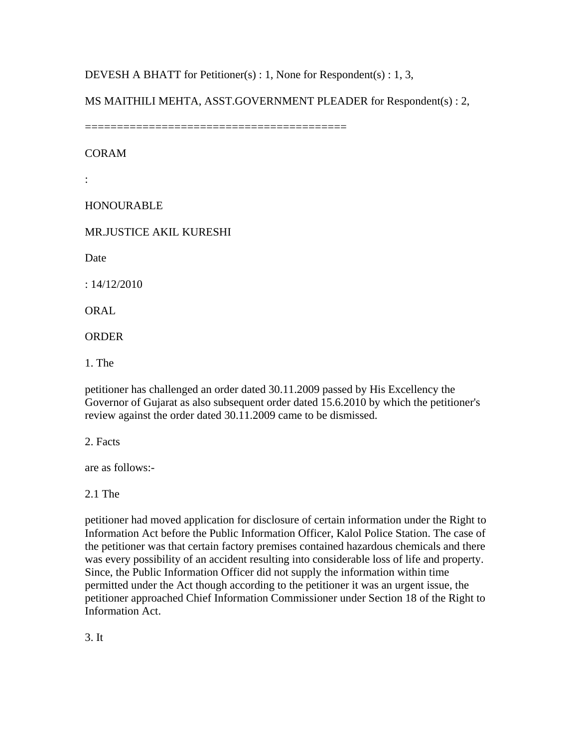DEVESH A BHATT for Petitioner(s) : 1, None for Respondent(s) : 1, 3,

MS MAITHILI MEHTA, ASST.GOVERNMENT PLEADER for Respondent(s) : 2,

=========================================

CORAM

:

HONOURABLE

MR.JUSTICE AKIL KURESHI

Date

: 14/12/2010

ORAL

ORDER

1. The

petitioner has challenged an order dated 30.11.2009 passed by His Excellency the Governor of Gujarat as also subsequent order dated 15.6.2010 by which the petitioner's review against the order dated 30.11.2009 came to be dismissed.

2. Facts

are as follows:-

2.1 The

petitioner had moved application for disclosure of certain information under the Right to Information Act before the Public Information Officer, Kalol Police Station. The case of the petitioner was that certain factory premises contained hazardous chemicals and there was every possibility of an accident resulting into considerable loss of life and property. Since, the Public Information Officer did not supply the information within time permitted under the Act though according to the petitioner it was an urgent issue, the petitioner approached Chief Information Commissioner under Section 18 of the Right to Information Act.

3. It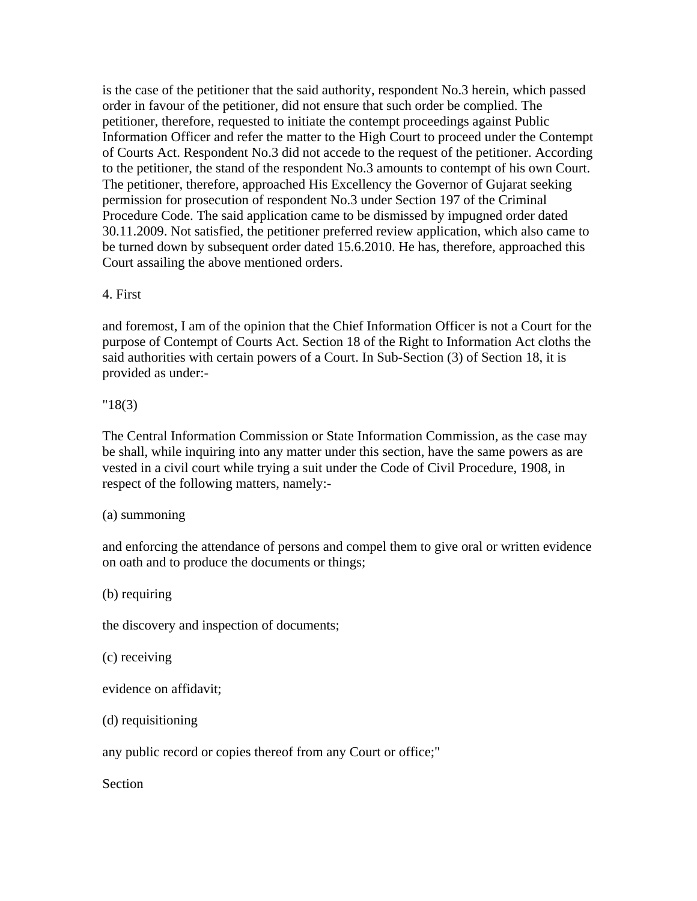is the case of the petitioner that the said authority, respondent No.3 herein, which passed order in favour of the petitioner, did not ensure that such order be complied. The petitioner, therefore, requested to initiate the contempt proceedings against Public Information Officer and refer the matter to the High Court to proceed under the Contempt of Courts Act. Respondent No.3 did not accede to the request of the petitioner. According to the petitioner, the stand of the respondent No.3 amounts to contempt of his own Court. The petitioner, therefore, approached His Excellency the Governor of Gujarat seeking permission for prosecution of respondent No.3 under Section 197 of the Criminal Procedure Code. The said application came to be dismissed by impugned order dated 30.11.2009. Not satisfied, the petitioner preferred review application, which also came to be turned down by subsequent order dated 15.6.2010. He has, therefore, approached this Court assailing the above mentioned orders.

4. First

and foremost, I am of the opinion that the Chief Information Officer is not a Court for the purpose of Contempt of Courts Act. Section 18 of the Right to Information Act cloths the said authorities with certain powers of a Court. In Sub-Section (3) of Section 18, it is provided as under:-

"18(3)

The Central Information Commission or State Information Commission, as the case may be shall, while inquiring into any matter under this section, have the same powers as are vested in a civil court while trying a suit under the Code of Civil Procedure, 1908, in respect of the following matters, namely:-

(a) summoning

and enforcing the attendance of persons and compel them to give oral or written evidence on oath and to produce the documents or things;

(b) requiring

the discovery and inspection of documents;

(c) receiving

evidence on affidavit;

(d) requisitioning

any public record or copies thereof from any Court or office;"

Section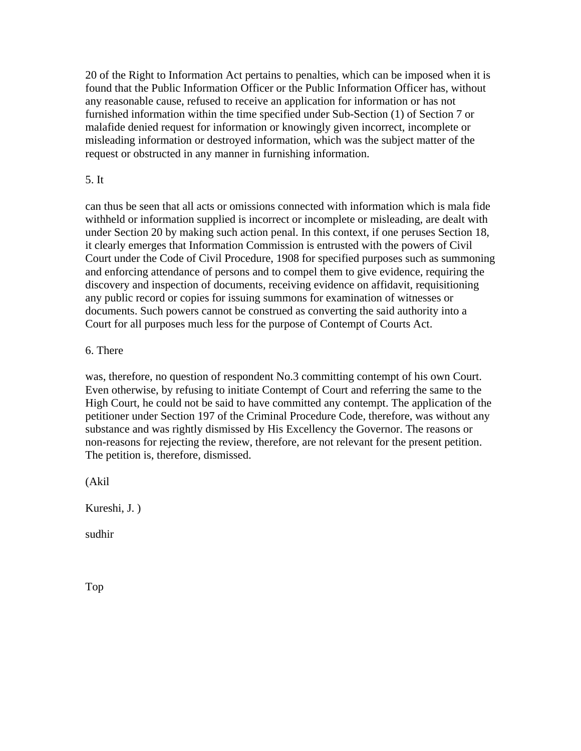20 of the Right to Information Act pertains to penalties, which can be imposed when it is found that the Public Information Officer or the Public Information Officer has, without any reasonable cause, refused to receive an application for information or has not furnished information within the time specified under Sub-Section (1) of Section 7 or malafide denied request for information or knowingly given incorrect, incomplete or misleading information or destroyed information, which was the subject matter of the request or obstructed in any manner in furnishing information.

5. It

can thus be seen that all acts or omissions connected with information which is mala fide withheld or information supplied is incorrect or incomplete or misleading, are dealt with under Section 20 by making such action penal. In this context, if one peruses Section 18, it clearly emerges that Information Commission is entrusted with the powers of Civil Court under the Code of Civil Procedure, 1908 for specified purposes such as summoning and enforcing attendance of persons and to compel them to give evidence, requiring the discovery and inspection of documents, receiving evidence on affidavit, requisitioning any public record or copies for issuing summons for examination of witnesses or documents. Such powers cannot be construed as converting the said authority into a Court for all purposes much less for the purpose of Contempt of Courts Act.

6. There

was, therefore, no question of respondent No.3 committing contempt of his own Court. Even otherwise, by refusing to initiate Contempt of Court and referring the same to the High Court, he could not be said to have committed any contempt. The application of the petitioner under Section 197 of the Criminal Procedure Code, therefore, was without any substance and was rightly dismissed by His Excellency the Governor. The reasons or non-reasons for rejecting the review, therefore, are not relevant for the present petition. The petition is, therefore, dismissed.

(Akil

Kureshi, J. )

sudhir

Top